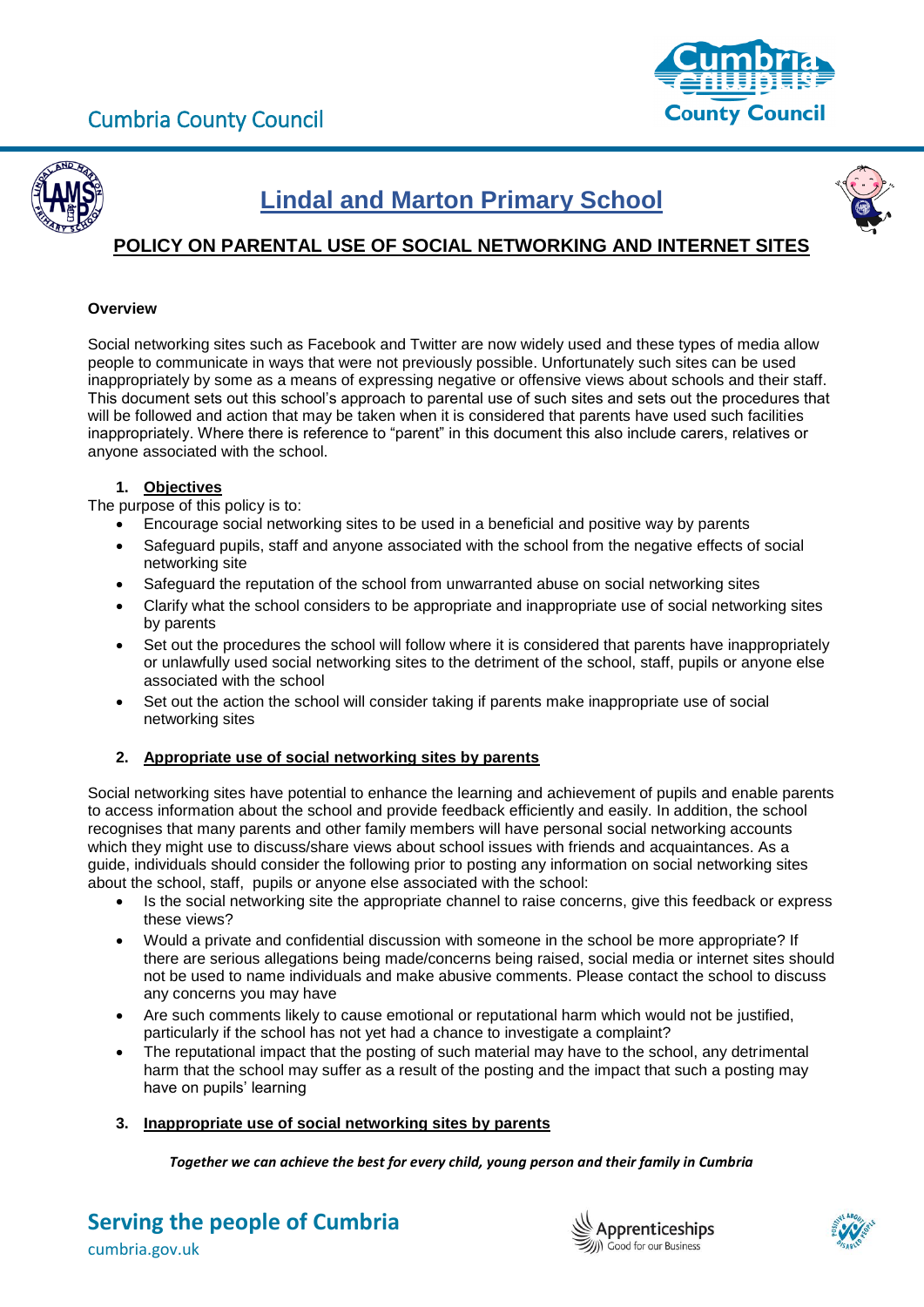# Lindal and Marton Primary School

## POLICY ON PARENTAL USE OF SOCIAL NETWORKING AND INTERNET SITES

**Overview**

Social networking sites such as Facebook and Twitter are now widely used and these types of media allow people to communicate in ways that were not previously possible. Unfortunately such sites can be used inappropriately by some as a means of expressing negative or offensive views about schools and their staff. This document sets out this school's approach to parental use of such sites and sets out the procedures that will be followed and action that may be taken when it is considered that parents have used such facilities inappropriately. Where there is reference to "parent" in this document this also include carers, relatives or anyone associated with the school.

### 1. Objectives

The purpose of this policy is to:

- Encourage social networking sites to be used in a beneficial and positive way by parents
- Safeguard pupils, staff and anyone associated with the school from the negative effects of social networking site
- Safeguard the reputation of the school from unwarranted abuse on social networking sites
- Clarify what the school considers to be appropriate and inappropriate use of social networking sites by parents
- Set out the procedures the school will follow where it is considered that parents have inappropriately or unlawfully used social networking sites to the detriment of the school, staff, pupils or anyone else associated with the school
- Set out the action the school will consider taking if parents make inappropriate use of social networking sites

### 2. Appropriate use of social networking sites by parents

Social networking sites have potential to enhance the learning and achievement of pupils and enable parents to access information about the school and provide feedback efficiently and easily. In addition, the school recognises that many parents and other family members will have personal social networking accounts which they might use to discuss/share views about school issues with friends and acquaintances. As a guide, individuals should consider the following prior to posting any information on social networking sites about the school, staff, pupils or anyone else associated with the school:

- Is the social networking site the appropriate channel to raise concerns, give this feedback or express these views?
- Would a private and confidential discussion with someone in the school be more appropriate? If there are serious allegations being made/concerns being raised, social media or internet sites should not be used to name individuals and make abusive comments. Please contact the school to discuss any concerns you may have
- Are such comments likely to cause emotional or reputational harm which would not be justified, particularly if the school has not yet had a chance to investigate a complaint?
- The reputational impact that the posting of such material may have to the school, any detrimental harm that the school may suffer as a result of the posting and the impact that such a posting may have on pupils' learning

### 3. Inappropriate use of social networking sites by parents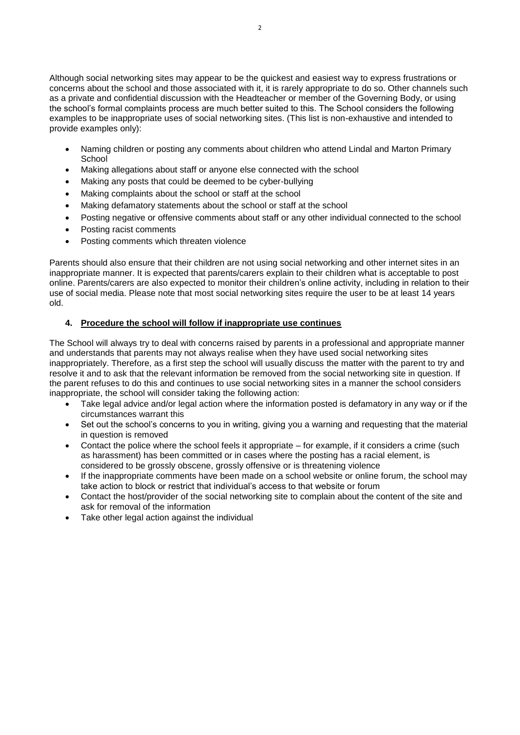Although social networking sites may appear to be the quickest and easiest way to express frustrations or concerns about the school and those associated with it, it is rarely appropriate to do so. Other channels such as a private and confidential discussion with the Headteacher or member of the Governing Body, or using the school's formal complaints process are much better suited to this. The School considers the following examples to be inappropriate uses of social networking sites. (This list is non-exhaustive and intended to provide examples only):

- Naming children or posting any comments about children who attend Lindal and Marton Primary School
- Making allegations about staff or anyone else connected with the school
- Making any posts that could be deemed to be cyber-bullying
- Making complaints about the school or staff at the school
- Making defamatory statements about the school or staff at the school
- Posting negative or offensive comments about staff or any other individual connected to the school
- Posting racist comments
- Posting comments which threaten violence

Parents should also ensure that their children are not using social networking and other internet sites in an inappropriate manner. It is expected that parents/carers explain to their children what is acceptable to post online. Parents/carers are also expected to monitor their children's online activity, including in relation to their use of social media. Please note that most social networking sites require the user to be at least 14 years old.

## 4. <u>Procedure the school will follow if inappropriate use continues</u>

The School will always try to deal with concerns raised by parents in a professional and appropriate manner and understands that parents may not always realise when they have used social networking sites inappropriately. Therefore, as a first step the school will usually discuss the matter with the parent to try and resolve it and to ask that the relevant information be removed from the social networking site in question. If the parent refuses to do this and continues to use social networking sites in a manner the school considers inappropriate, the school will consider taking the following action:

- Take legal advice and/or legal action where the information posted is defamatory in any way or if the circumstances warrant this
- Set out the school's concerns to you in writing, giving you a warning and requesting that the material in question is removed
- Contact the police where the school feels it appropriate – for example, if it considers a crime (such as harassment) has been committed or in cases where the posting has a racial element, is considered to be grossly obscene, grossly offensive or is threatening violence
- If the inappropriate comments have been made on a school website or online forum, the school may take action to block or restrict that individual's access to that website or forum
- Contact the host/provider of the social networking site to complain about the content of the site and ask for removal of the information
- Take other legal action against the individual